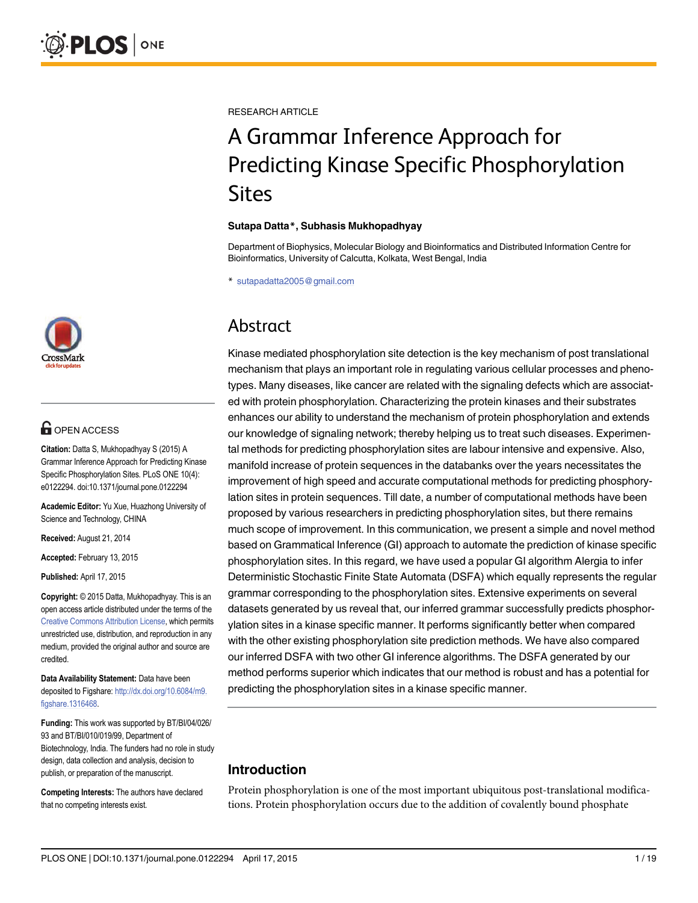RESEARCH ARTICLE

# A Grammar Inference Approach for Predicting Kinase Specific Phosphorylation Sites

**Sutapa Datta\*, Subhasis Mukhopadhyay**

Department of Biophysics, Molecular Biology and Bioinformatics and Distributed Information Centre for Bioinformatics, University of Calcutta, Kolkata, West Bengal, India

\* sutapadatta2005@gmail.com

OPEN ACCESS

**Citation:** Datta S, Mukhopadhyay S (2015) A Grammar Inference Approach for Predicting Kinase Specific Phosphorylation Sites. PLoS ONE 10(4): e0122294. doi:10.1371/journal.pone.0122294

**Academic Editor:** Yu Xue, Huazhong University of Science and Technology, CHINA

**Received:** August 21, 2014

**Accepted:** February 13, 2015

**Published:** April 17, 2015

**Copyright:** © 2015 Datta, Mukhopadhyay. This is an open access article distributed under the terms of the Creative Commons Attribution License, which permits unrestricted use, distribution, and reproduction in any medium, provided the original author and source are credited.

**Data Availability Statement:** Data have been deposited to Figshare: http://dx.doi.org/10.6084/m9.figshare.1316468.

**Funding:** This work was supported by BT/BI/04/026/93 and BT/BI/010/019/99, Department of Biotechnology, India. The funders had no role in study design, data collection and analysis, decision to publish, or preparation of the manuscript.

**Competing Interests:** The authors have declared that no competing interests exist.

## Abstract

Kinase mediated phosphorylation site detection is the key mechanism of post translational mechanism that plays an important role in regulating various cellular processes and phenotypes. Many diseases, like cancer are related with the signaling defects which are associated with protein phosphorylation. Characterizing the protein kinases and their substrates enhances our ability to understand the mechanism of protein phosphorylation and extends our knowledge of signaling network; thereby helping us to treat such diseases. Experimental methods for predicting phosphorylation sites are labour intensive and expensive. Also, manifold increase of protein sequences in the databanks over the years necessitates the improvement of high speed and accurate computational methods for predicting phosphorylation sites in protein sequences. Till date, a number of computational methods have been proposed by various researchers in predicting phosphorylation sites, but there remains much scope of improvement. In this communication, we present a simple and novel method based on Grammatical Inference (GI) approach to automate the prediction of kinase specific phosphorylation sites. In this regard, we have used a popular GI algorithm Alergia to infer Deterministic Stochastic Finite State Automata (DSFA) which equally represents the regular grammar corresponding to the phosphorylation sites. Extensive experiments on several datasets generated by us reveal that, our inferred grammar successfully predicts phosphorylation sites in a kinase specific manner. It performs significantly better when compared with the other existing phosphorylation site prediction methods. We have also compared our inferred DSFA with two other GI inference algorithms. The DSFA generated by our method performs superior which indicates that our method is robust and has a potential for predicting the phosphorylation sites in a kinase specific manner.

## Introduction

Protein phosphorylation is one of the most important ubiquitous post-translational modifications. Protein phosphorylation occurs due to the addition of covalently bound phosphate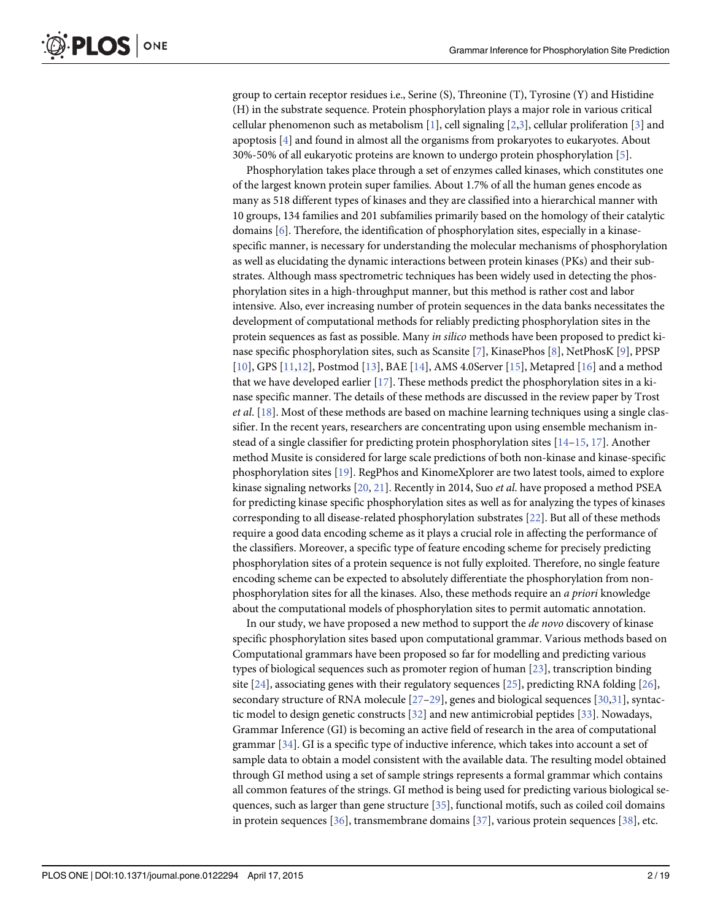group to certain receptor residues i.e., Serine (S), Threonine (T), Tyrosine (Y) and Histidine (H) in the substrate sequence. Protein phosphorylation plays a major role in various critical cellular phenomenon such as metabolism [1], cell signaling [2,3], cellular proliferation [3] and apoptosis [4] and found in almost all the organisms from prokaryotes to eukaryotes. About 30%-50% of all eukaryotic proteins are known to undergo protein phosphorylation [5].

Phosphorylation takes place through a set of enzymes called kinases, which constitutes one of the largest known protein super families. About 1.7% of all the human genes encode as many as 518 different types of kinases and they are classified into a hierarchical manner with 10 groups, 134 families and 201 subfamilies primarily based on the homology of their catalytic domains [6]. Therefore, the identification of phosphorylation sites, especially in a kinase-specific manner, is necessary for understanding the molecular mechanisms of phosphorylation as well as elucidating the dynamic interactions between protein kinases (PKs) and their substrates. Although mass spectrometric techniques has been widely used in detecting the phosphorylation sites in a high-throughput manner, but this method is rather cost and labor intensive. Also, ever increasing number of protein sequences in the data banks necessitates the development of computational methods for reliably predicting phosphorylation sites in the protein sequences as fast as possible. Many *in silico* methods have been proposed to predict kinase specific phosphorylation sites, such as Scansite [7], KinasePhos [8], NetPhosK [9], PPSP [10], GPS [11,12], Postmod [13], BAE [14], AMS 4.0Server [15], Metapred [16] and a method that we have developed earlier [17]. These methods predict the phosphorylation sites in a kinase specific manner. The details of these methods are discussed in the review paper by Trost *et al*. [18]. Most of these methods are based on machine learning techniques using a single classifier. In the recent years, researchers are concentrating upon using ensemble mechanism instead of a single classifier for predicting protein phosphorylation sites [14–15, 17]. Another method Musite is considered for large scale predictions of both non-kinase and kinase-specific phosphorylation sites [19]. RegPhos and KinomeXplorer are two latest tools, aimed to explore kinase signaling networks [20, 21]. Recently in 2014, Suo *et al.* have proposed a method PSEA for predicting kinase specific phosphorylation sites as well as for analyzing the types of kinases corresponding to all disease-related phosphorylation substrates [22]. But all of these methods require a good data encoding scheme as it plays a crucial role in affecting the performance of the classifiers. Moreover, a specific type of feature encoding scheme for precisely predicting phosphorylation sites of a protein sequence is not fully exploited. Therefore, no single feature encoding scheme can be expected to absolutely differentiate the phosphorylation from non-phosphorylation sites for all the kinases. Also, these methods require an *a priori* knowledge about the computational models of phosphorylation sites to permit automatic annotation.

In our study, we have proposed a new method to support the *de novo* discovery of kinase specific phosphorylation sites based upon computational grammar. Various methods based on Computational grammars have been proposed so far for modelling and predicting various types of biological sequences such as promoter region of human [23], transcription binding site [24], associating genes with their regulatory sequences [25], predicting RNA folding [26], secondary structure of RNA molecule [27–29], genes and biological sequences [30,31], syntactic model to design genetic constructs [32] and new antimicrobial peptides [33]. Nowadays, Grammar Inference (GI) is becoming an active field of research in the area of computational grammar [34]. GI is a specific type of inductive inference, which takes into account a set of sample data to obtain a model consistent with the available data. The resulting model obtained through GI method using a set of sample strings represents a formal grammar which contains all common features of the strings. GI method is being used for predicting various biological sequences, such as larger than gene structure [35], functional motifs, such as coiled coil domains in protein sequences [36], transmembrane domains [37], various protein sequences [38], etc.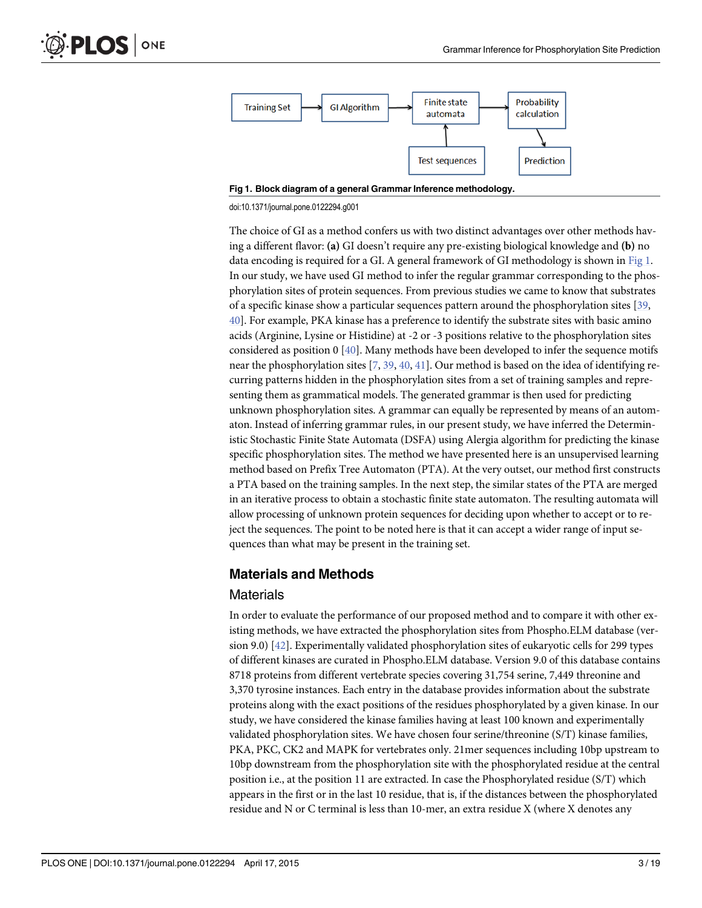Training Set → GI Algorithm → Finite state automata → Probability calculation → Prediction

Test sequences → Finite state automata

**Fig 1. Block diagram of a general Grammar Inference methodology.**

doi:10.1371/journal.pone.0122294.g001

The choice of GI as a method confers us with two distinct advantages over other methods having a different flavor: **(a)** GI doesn't require any pre-existing biological knowledge and **(b)** no data encoding is required for a GI. A general framework of GI methodology is shown in Fig 1. In our study, we have used GI method to infer the regular grammar corresponding to the phosphorylation sites of protein sequences. From previous studies we came to know that substrates of a specific kinase show a particular sequences pattern around the phosphorylation sites [39, 40]. For example, PKA kinase has a preference to identify the substrate sites with basic amino acids (Arginine, Lysine or Histidine) at -2 or -3 positions relative to the phosphorylation sites considered as position 0 [40]. Many methods have been developed to infer the sequence motifs near the phosphorylation sites [7, 39, 40, 41]. Our method is based on the idea of identifying recurring patterns hidden in the phosphorylation sites from a set of training samples and representing them as grammatical models. The generated grammar is then used for predicting unknown phosphorylation sites. A grammar can equally be represented by means of an automaton. Instead of inferring grammar rules, in our present study, we have inferred the Deterministic Stochastic Finite State Automata (DSFA) using Alergia algorithm for predicting the kinase specific phosphorylation sites. The method we have presented here is an unsupervised learning method based on Prefix Tree Automaton (PTA). At the very outset, our method first constructs a PTA based on the training samples. In the next step, the similar states of the PTA are merged in an iterative process to obtain a stochastic finite state automaton. The resulting automata will allow processing of unknown protein sequences for deciding upon whether to accept or to reject the sequences. The point to be noted here is that it can accept a wider range of input sequences than what may be present in the training set.

## Materials and Methods

### Materials

In order to evaluate the performance of our proposed method and to compare it with other existing methods, we have extracted the phosphorylation sites from Phospho.ELM database (version 9.0) [42]. Experimentally validated phosphorylation sites of eukaryotic cells for 299 types of different kinases are curated in Phospho.ELM database. Version 9.0 of this database contains 8718 proteins from different vertebrate species covering 31,754 serine, 7,449 threonine and 3,370 tyrosine instances. Each entry in the database provides information about the substrate proteins along with the exact positions of the residues phosphorylated by a given kinase. In our study, we have considered the kinase families having at least 100 known and experimentally validated phosphorylation sites. We have chosen four serine/threonine (S/T) kinase families, PKA, PKC, CK2 and MAPK for vertebrates only. 21mer sequences including 10bp upstream to 10bp downstream from the phosphorylation site with the phosphorylated residue at the central position i.e., at the position 11 are extracted. In case the Phosphorylated residue (S/T) which appears in the first or in the last 10 residue, that is, if the distances between the phosphorylated residue and N or C terminal is less than 10-mer, an extra residue X (where X denotes any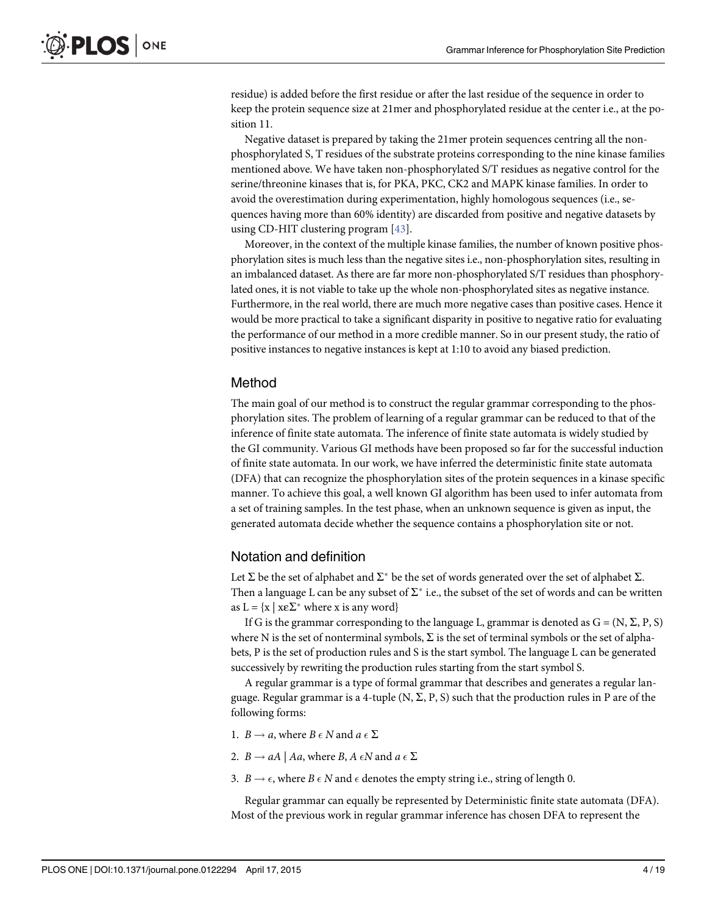residue) is added before the first residue or after the last residue of the sequence in order to keep the protein sequence size at 21mer and phosphorylated residue at the center i.e., at the position 11.

Negative dataset is prepared by taking the 21mer protein sequences centring all the non-phosphorylated S, T residues of the substrate proteins corresponding to the nine kinase families mentioned above. We have taken non-phosphorylated S/T residues as negative control for the serine/threonine kinases that is, for PKA, PKC, CK2 and MAPK kinase families. In order to avoid the overestimation during experimentation, highly homologous sequences (i.e., sequences having more than 60% identity) are discarded from positive and negative datasets by using CD-HIT clustering program [43].

Moreover, in the context of the multiple kinase families, the number of known positive phosphorylation sites is much less than the negative sites i.e., non-phosphorylation sites, resulting in an imbalanced dataset. As there are far more non-phosphorylated S/T residues than phosphorylated ones, it is not viable to take up the whole non-phosphorylated sites as negative instance. Furthermore, in the real world, there are much more negative cases than positive cases. Hence it would be more practical to take a significant disparity in positive to negative ratio for evaluating the performance of our method in a more credible manner. So in our present study, the ratio of positive instances to negative instances is kept at 1:10 to avoid any biased prediction.

## Method

The main goal of our method is to construct the regular grammar corresponding to the phosphorylation sites. The problem of learning of a regular grammar can be reduced to that of the inference of finite state automata. The inference of finite state automata is widely studied by the GI community. Various GI methods have been proposed so far for the successful induction of finite state automata. In our work, we have inferred the deterministic finite state automata (DFA) that can recognize the phosphorylation sites of the protein sequences in a kinase specific manner. To achieve this goal, a well known GI algorithm has been used to infer automata from a set of training samples. In the test phase, when an unknown sequence is given as input, the generated automata decide whether the sequence contains a phosphorylation site or not.

## Notation and definition

Let $\Sigma$ be the set of alphabet and $\Sigma^*$ be the set of words generated over the set of alphabet $\Sigma$. Then a language L can be any subset of $\Sigma^*$ i.e., the subset of the set of words and can be written as $L = \{x \mid x \varepsilon \Sigma^* \text{ where x is any word}\}$

If G is the grammar corresponding to the language L, grammar is denoted as $G = (N, \Sigma, P, S)$ where N is the set of nonterminal symbols, $\Sigma$ is the set of terminal symbols or the set of alphabets, P is the set of production rules and S is the start symbol. The language L can be generated successively by rewriting the production rules starting from the start symbol S.

A regular grammar is a type of formal grammar that describes and generates a regular language. Regular grammar is a 4-tuple $(N, \Sigma, P, S)$ such that the production rules in P are of the following forms:

1. $B \rightarrow a$, where $B \epsilon N$ and $a \epsilon \Sigma$
2. $B \rightarrow aA \mid Aa$, where $B, A \epsilon N$ and $a \epsilon \Sigma$
3. $B \rightarrow \epsilon$, where $B \epsilon N$ and $\epsilon$ denotes the empty string i.e., string of length 0.

Regular grammar can equally be represented by Deterministic finite state automata (DFA). Most of the previous work in regular grammar inference has chosen DFA to represent the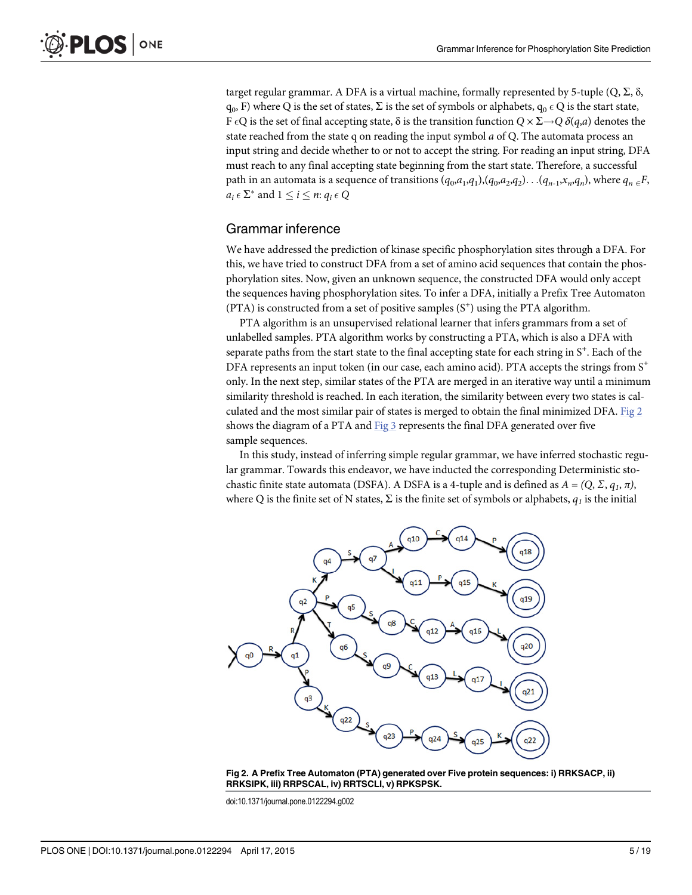target regular grammar. A DFA is a virtual machine, formally represented by 5-tuple (Q, Σ, δ, $q_0$, F) where Q is the set of states, Σ is the set of symbols or alphabets, $q_0 \epsilon$ Q is the start state, F $\epsilon$Q is the set of final accepting state, δ is the transition function $Q \times \Sigma \rightarrow Q$ $\delta(q,a)$ denotes the state reached from the state q on reading the input symbol *a* of Q. The automata process an input string and decide whether to or not to accept the string. For reading an input string, DFA must reach to any final accepting state beginning from the start state. Therefore, a successful path in an automata is a sequence of transitions $(q_0,a_1,q_1),(q_0,a_2,q_2)\ldots(q_{n-1},x_n,q_n)$, where $q_n \in F$, $a_i \,\epsilon\, \Sigma^*$ and $1 \leq i \leq n$: $q_i \,\epsilon\, Q$

## Grammar inference

We have addressed the prediction of kinase specific phosphorylation sites through a DFA. For this, we have tried to construct DFA from a set of amino acid sequences that contain the phosphorylation sites. Now, given an unknown sequence, the constructed DFA would only accept the sequences having phosphorylation sites. To infer a DFA, initially a Prefix Tree Automaton (PTA) is constructed from a set of positive samples ($S^+$) using the PTA algorithm.

PTA algorithm is an unsupervised relational learner that infers grammars from a set of unlabelled samples. PTA algorithm works by constructing a PTA, which is also a DFA with separate paths from the start state to the final accepting state for each string in $S^+$. Each of the DFA represents an input token (in our case, each amino acid). PTA accepts the strings from $S^+$ only. In the next step, similar states of the PTA are merged in an iterative way until a minimum similarity threshold is reached. In each iteration, the similarity between every two states is calculated and the most similar pair of states is merged to obtain the final minimized DFA. Fig 2 shows the diagram of a PTA and Fig 3 represents the final DFA generated over five sample sequences.

In this study, instead of inferring simple regular grammar, we have inferred stochastic regular grammar. Towards this endeavor, we have inducted the corresponding Deterministic stochastic finite state automata (DSFA). A DSFA is a 4-tuple and is defined as $A = (Q, \Sigma, q_1, \pi)$, where Q is the finite set of N states, Σ is the finite set of symbols or alphabets, $q_1$ is the initial

**Fig 2. A Prefix Tree Automaton (PTA) generated over Five protein sequences: i) RRKSACP, ii) RRKSIPK, iii) RRPSCAL, iv) RRTSCLI, v) RPKSPSK.**

doi:10.1371/journal.pone.0122294.g002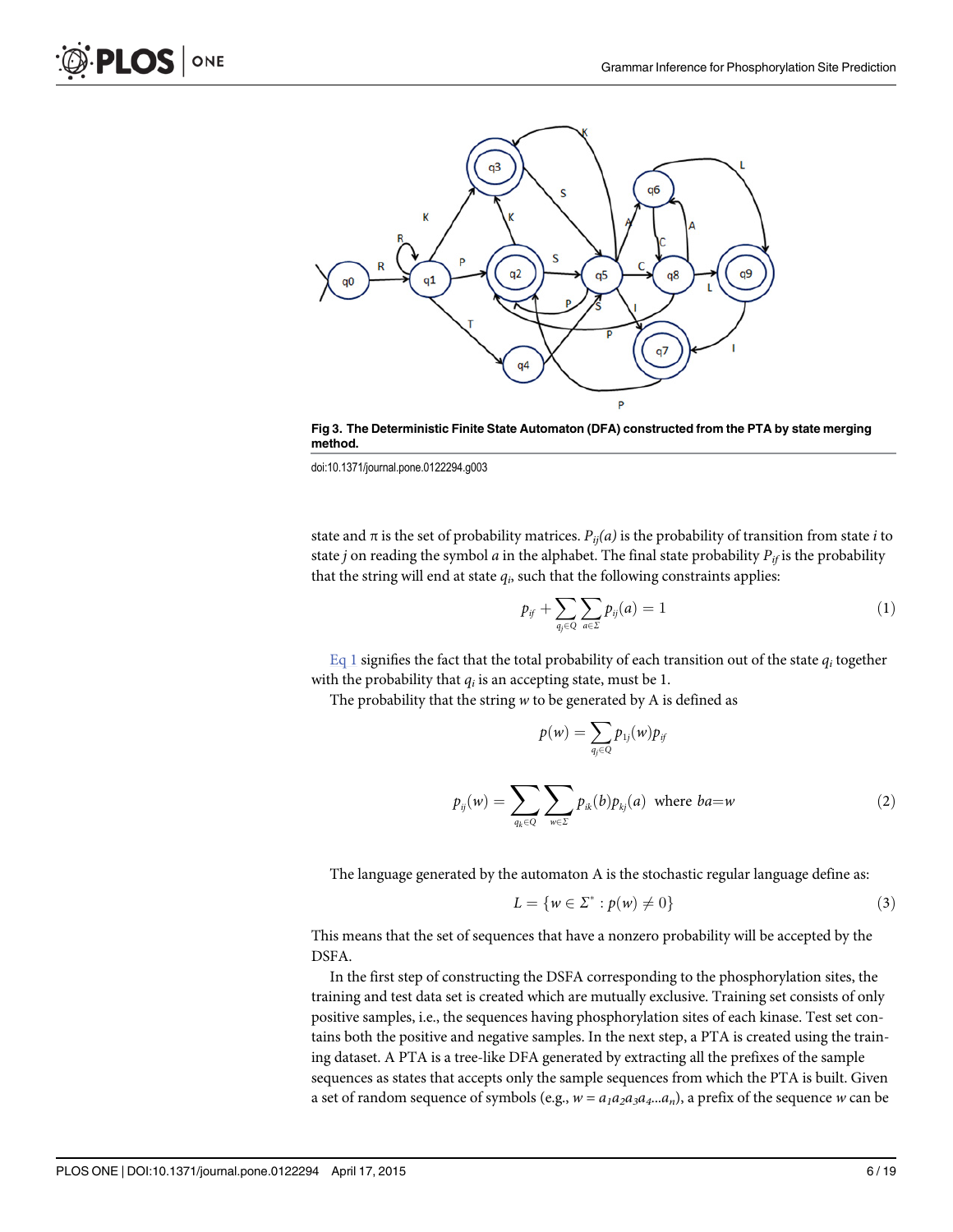**Fig 3. The Deterministic Finite State Automaton (DFA) constructed from the PTA by state merging method.**

doi:10.1371/journal.pone.0122294.g003

state and π is the set of probability matrices. $P_{ij}(a)$ is the probability of transition from state $i$ to state $j$ on reading the symbol $a$ in the alphabet. The final state probability $P_{if}$ is the probability that the string will end at state $q_i$, such that the following constraints applies:

$$p_{if} + \sum_{q_j \in Q} \sum_{a \in \Sigma} p_{ij}(a) = 1 \tag{1}$$

Eq 1 signifies the fact that the total probability of each transition out of the state $q_i$ together with the probability that $q_i$ is an accepting state, must be 1.

The probability that the string $w$ to be generated by A is defined as

$$p(w) = \sum_{q_j \in Q} p_{1j}(w) p_{jf}$$

$$p_{ij}(w) = \sum_{q_k \in Q} \sum_{w \in \Sigma} p_{ik}(b) p_{kj}(a) \quad \text{where } ba = w \tag{2}$$

The language generated by the automaton A is the stochastic regular language define as:

$$L = \{ w \in \Sigma^* : p(w) \neq 0 \} \tag{3}$$

This means that the set of sequences that have a nonzero probability will be accepted by the DSFA.

In the first step of constructing the DSFA corresponding to the phosphorylation sites, the training and test data set is created which are mutually exclusive. Training set consists of only positive samples, i.e., the sequences having phosphorylation sites of each kinase. Test set contains both the positive and negative samples. In the next step, a PTA is created using the training dataset. A PTA is a tree-like DFA generated by extracting all the prefixes of the sample sequences as states that accepts only the sample sequences from which the PTA is built. Given a set of random sequence of symbols (e.g., $w = a_1a_2a_3a_4...a_n$), a prefix of the sequence $w$ can be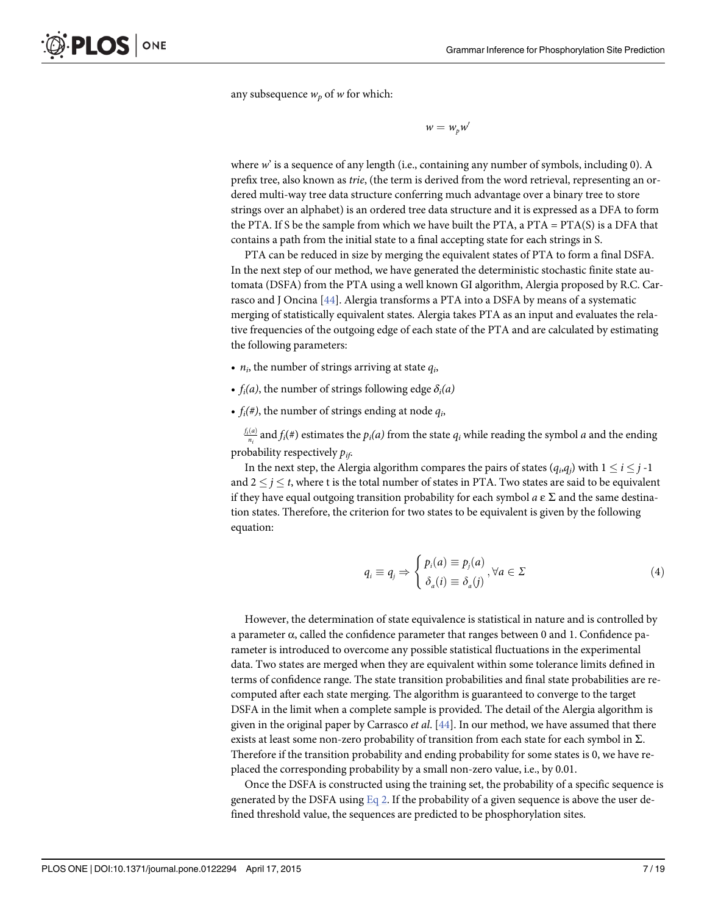any subsequence $w_p$ of $w$ for which:

$$w = w_p w'$$

where $w'$ is a sequence of any length (i.e., containing any number of symbols, including 0). A prefix tree, also known as *trie*, (the term is derived from the word retrieval, representing an ordered multi-way tree data structure conferring much advantage over a binary tree to store strings over an alphabet) is an ordered tree data structure and it is expressed as a DFA to form the PTA. If S be the sample from which we have built the PTA, a PTA = PTA(S) is a DFA that contains a path from the initial state to a final accepting state for each strings in S.

PTA can be reduced in size by merging the equivalent states of PTA to form a final DSFA. In the next step of our method, we have generated the deterministic stochastic finite state automata (DSFA) from the PTA using a well known GI algorithm, Alergia proposed by R.C. Carrasco and J Oncina [44]. Alergia transforms a PTA into a DSFA by means of a systematic merging of statistically equivalent states. Alergia takes PTA as an input and evaluates the relative frequencies of the outgoing edge of each state of the PTA and are calculated by estimating the following parameters:

- $n_i$, the number of strings arriving at state $q_i$,
- $f_i(a)$, the number of strings following edge $\delta_i(a)$
- $f_i(\#)$, the number of strings ending at node $q_i$,

$\frac{f_i(a)}{n_i}$ and $f_i(\#)$ estimates the $p_i(a)$ from the state $q_i$ while reading the symbol $a$ and the ending probability respectively $p_{if}$.

In the next step, the Alergia algorithm compares the pairs of states $(q_i,q_j)$ with $1 \leq i \leq j$ -1 and $2 \leq j \leq t$, where t is the total number of states in PTA. Two states are said to be equivalent if they have equal outgoing transition probability for each symbol $a \in \Sigma$ and the same destination states. Therefore, the criterion for two states to be equivalent is given by the following equation:

$$q_i \equiv q_j \Rightarrow \begin{cases} p_i(a) \equiv p_j(a) \\ \delta_a(i) \equiv \delta_a(j) \end{cases}, \forall a \in \Sigma \tag{4}$$

However, the determination of state equivalence is statistical in nature and is controlled by a parameter $\alpha$, called the confidence parameter that ranges between 0 and 1. Confidence parameter is introduced to overcome any possible statistical fluctuations in the experimental data. Two states are merged when they are equivalent within some tolerance limits defined in terms of confidence range. The state transition probabilities and final state probabilities are recomputed after each state merging. The algorithm is guaranteed to converge to the target DSFA in the limit when a complete sample is provided. The detail of the Alergia algorithm is given in the original paper by Carrasco *et al*. [44]. In our method, we have assumed that there exists at least some non-zero probability of transition from each state for each symbol in $\Sigma$. Therefore if the transition probability and ending probability for some states is 0, we have replaced the corresponding probability by a small non-zero value, i.e., by 0.01.

Once the DSFA is constructed using the training set, the probability of a specific sequence is generated by the DSFA using Eq 2. If the probability of a given sequence is above the user defined threshold value, the sequences are predicted to be phosphorylation sites.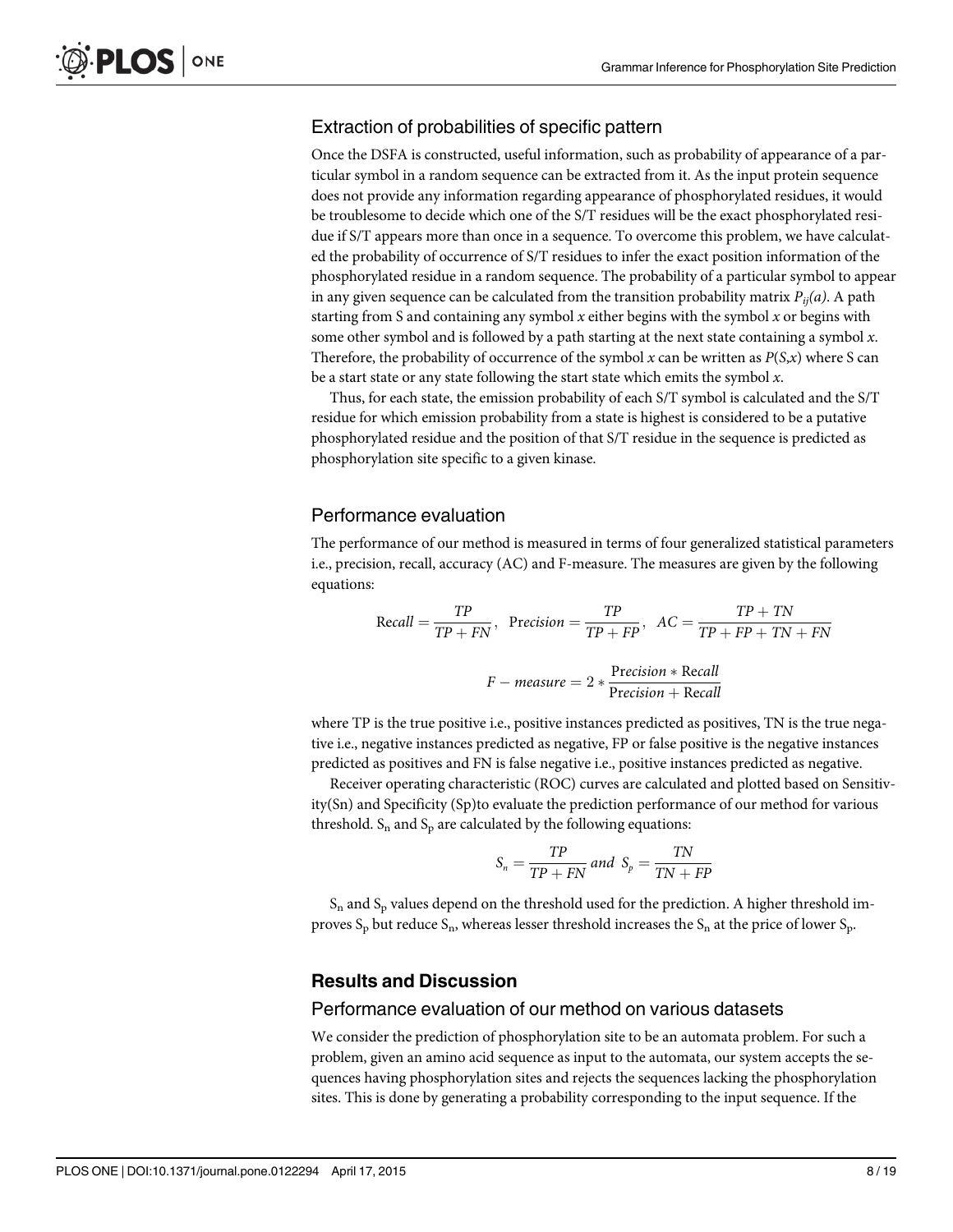### Extraction of probabilities of specific pattern

Once the DSFA is constructed, useful information, such as probability of appearance of a particular symbol in a random sequence can be extracted from it. As the input protein sequence does not provide any information regarding appearance of phosphorylated residues, it would be troublesome to decide which one of the S/T residues will be the exact phosphorylated residue if S/T appears more than once in a sequence. To overcome this problem, we have calculated the probability of occurrence of S/T residues to infer the exact position information of the phosphorylated residue in a random sequence. The probability of a particular symbol to appear in any given sequence can be calculated from the transition probability matrix $P_{ij}(a)$. A path starting from S and containing any symbol *x* either begins with the symbol *x* or begins with some other symbol and is followed by a path starting at the next state containing a symbol *x*. Therefore, the probability of occurrence of the symbol *x* can be written as $P(S,x)$ where S can be a start state or any state following the start state which emits the symbol *x*.

Thus, for each state, the emission probability of each S/T symbol is calculated and the S/T residue for which emission probability from a state is highest is considered to be a putative phosphorylated residue and the position of that S/T residue in the sequence is predicted as phosphorylation site specific to a given kinase.

### Performance evaluation

The performance of our method is measured in terms of four generalized statistical parameters i.e., precision, recall, accuracy (AC) and F-measure. The measures are given by the following equations:

$$\mathrm{Recall} = \frac{TP}{TP + FN}, \quad \mathrm{Precision} = \frac{TP}{TP + FP}, \quad AC = \frac{TP + TN}{TP + FP + TN + FN}$$

$$F - measure = 2 * \frac{\mathrm{Precision} * \mathrm{Recall}}{\mathrm{Precision} + \mathrm{Recall}}$$

where TP is the true positive i.e., positive instances predicted as positives, TN is the true negative i.e., negative instances predicted as negative, FP or false positive is the negative instances predicted as positives and FN is false negative i.e., positive instances predicted as negative.

Receiver operating characteristic (ROC) curves are calculated and plotted based on Sensitivity(Sn) and Specificity (Sp)to evaluate the prediction performance of our method for various threshold. $S_n$ and $S_p$ are calculated by the following equations:

$$S_n = \frac{TP}{TP + FN} \ and \ S_p = \frac{TN}{TN + FP}$$

$S_n$ and $S_p$ values depend on the threshold used for the prediction. A higher threshold improves $S_p$ but reduce $S_n$, whereas lesser threshold increases the $S_n$ at the price of lower $S_p$.

## Results and Discussion

### Performance evaluation of our method on various datasets

We consider the prediction of phosphorylation site to be an automata problem. For such a problem, given an amino acid sequence as input to the automata, our system accepts the sequences having phosphorylation sites and rejects the sequences lacking the phosphorylation sites. This is done by generating a probability corresponding to the input sequence. If the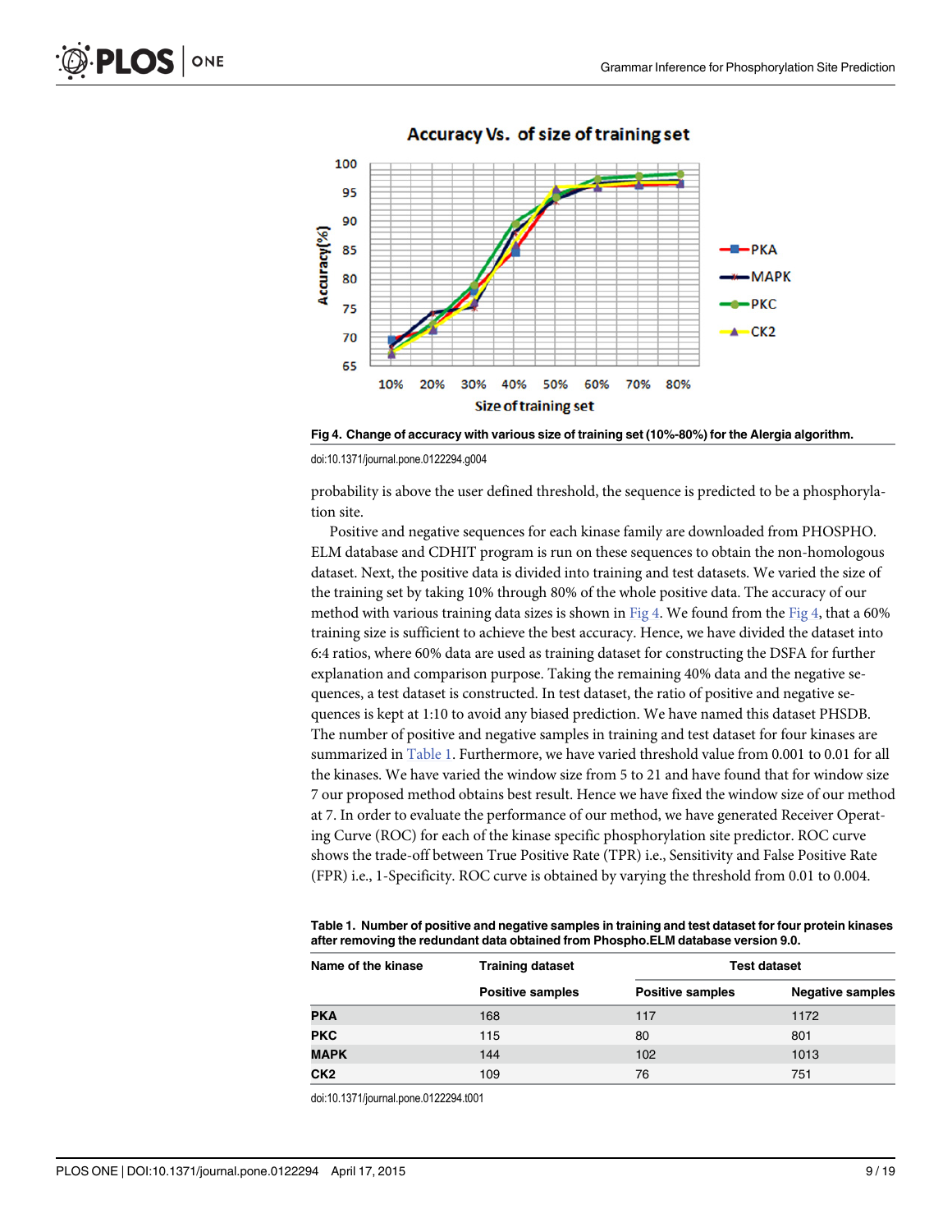Fig 4. Change of accuracy with various size of training set (10%-80%) for the Alergia algorithm.

doi:10.1371/journal.pone.0122294.g004

probability is above the user defined threshold, the sequence is predicted to be a phosphorylation site.

Positive and negative sequences for each kinase family are downloaded from PHOSPHO. ELM database and CDHIT program is run on these sequences to obtain the non-homologous dataset. Next, the positive data is divided into training and test datasets. We varied the size of the training set by taking 10% through 80% of the whole positive data. The accuracy of our method with various training data sizes is shown in Fig 4. We found from the Fig 4, that a 60% training size is sufficient to achieve the best accuracy. Hence, we have divided the dataset into 6:4 ratios, where 60% data are used as training dataset for constructing the DSFA for further explanation and comparison purpose. Taking the remaining 40% data and the negative sequences, a test dataset is constructed. In test dataset, the ratio of positive and negative sequences is kept at 1:10 to avoid any biased prediction. We have named this dataset PHSDB. The number of positive and negative samples in training and test dataset for four kinases are summarized in Table 1. Furthermore, we have varied threshold value from 0.001 to 0.01 for all the kinases. We have varied the window size from 5 to 21 and have found that for window size 7 our proposed method obtains best result. Hence we have fixed the window size of our method at 7. In order to evaluate the performance of our method, we have generated Receiver Operating Curve (ROC) for each of the kinase specific phosphorylation site predictor. ROC curve shows the trade-off between True Positive Rate (TPR) i.e., Sensitivity and False Positive Rate (FPR) i.e., 1-Specificity. ROC curve is obtained by varying the threshold from 0.01 to 0.004.

Table 1. Number of positive and negative samples in training and test dataset for four protein kinases after removing the redundant data obtained from Phospho.ELM database version 9.0.

| Name of the kinase | Training dataset | Test dataset | |
|---|---|---|---|
| | Positive samples | Positive samples | Negative samples |
| **PKA** | 168 | 117 | 1172 |
| **PKC** | 115 | 80 | 801 |
| **MAPK** | 144 | 102 | 1013 |
| **CK2** | 109 | 76 | 751 |

doi:10.1371/journal.pone.0122294.t001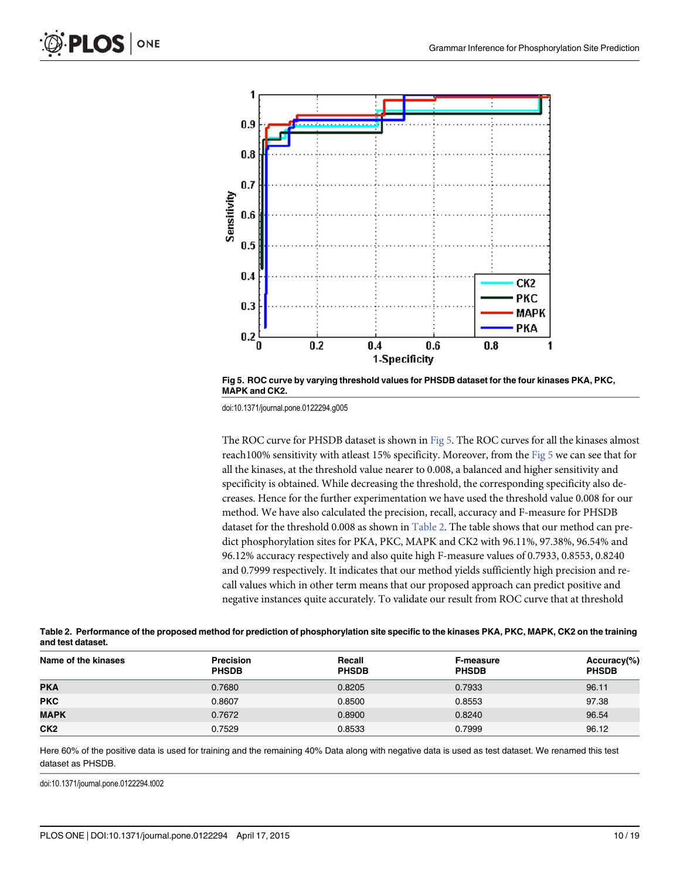Fig 5. ROC curve by varying threshold values for PHSDB dataset for the four kinases PKA, PKC, MAPK and CK2.

doi:10.1371/journal.pone.0122294.g005

The ROC curve for PHSDB dataset is shown in Fig 5. The ROC curves for all the kinases almost reach100% sensitivity with atleast 15% specificity. Moreover, from the Fig 5 we can see that for all the kinases, at the threshold value nearer to 0.008, a balanced and higher sensitivity and specificity is obtained. While decreasing the threshold, the corresponding specificity also decreases. Hence for the further experimentation we have used the threshold value 0.008 for our method. We have also calculated the precision, recall, accuracy and F-measure for PHSDB dataset for the threshold 0.008 as shown in Table 2. The table shows that our method can predict phosphorylation sites for PKA, PKC, MAPK and CK2 with 96.11%, 97.38%, 96.54% and 96.12% accuracy respectively and also quite high F-measure values of 0.7933, 0.8553, 0.8240 and 0.7999 respectively. It indicates that our method yields sufficiently high precision and recall values which in other term means that our proposed approach can predict positive and negative instances quite accurately. To validate our result from ROC curve that at threshold

**Table 2. Performance of the proposed method for prediction of phosphorylation site specific to the kinases PKA, PKC, MAPK, CK2 on the training and test dataset.**

| Name of the kinases | Precision PHSDB | Recall PHSDB | F-measure PHSDB | Accuracy(%) PHSDB |
|---|---|---|---|---|
| **PKA** | 0.7680 | 0.8205 | 0.7933 | 96.11 |
| **PKC** | 0.8607 | 0.8500 | 0.8553 | 97.38 |
| **MAPK** | 0.7672 | 0.8900 | 0.8240 | 96.54 |
| **CK2** | 0.7529 | 0.8533 | 0.7999 | 96.12 |

Here 60% of the positive data is used for training and the remaining 40% Data along with negative data is used as test dataset. We renamed this test dataset as PHSDB.

doi:10.1371/journal.pone.0122294.t002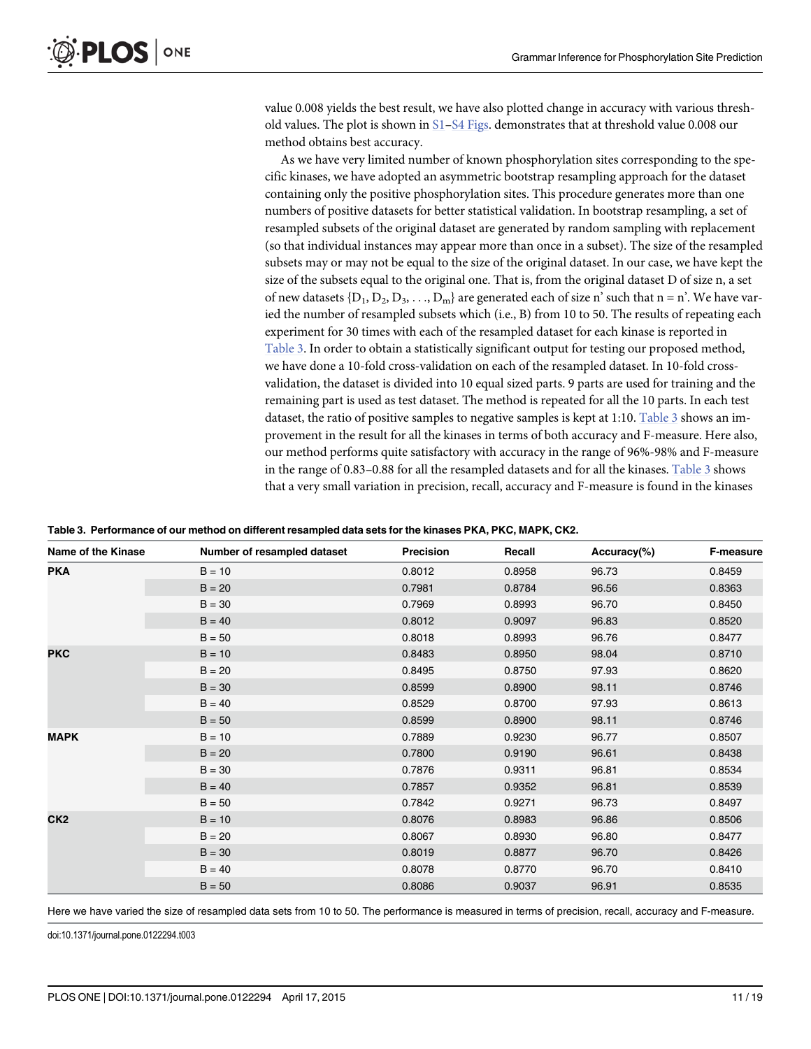value 0.008 yields the best result, we have also plotted change in accuracy with various threshold values. The plot is shown in S1–S4 Figs. demonstrates that at threshold value 0.008 our method obtains best accuracy.

As we have very limited number of known phosphorylation sites corresponding to the specific kinases, we have adopted an asymmetric bootstrap resampling approach for the dataset containing only the positive phosphorylation sites. This procedure generates more than one numbers of positive datasets for better statistical validation. In bootstrap resampling, a set of resampled subsets of the original dataset are generated by random sampling with replacement (so that individual instances may appear more than once in a subset). The size of the resampled subsets may or may not be equal to the size of the original dataset. In our case, we have kept the size of the subsets equal to the original one. That is, from the original dataset D of size n, a set of new datasets $\{D_1, D_2, D_3, \ldots, D_m\}$ are generated each of size n' such that n = n'. We have varied the number of resampled subsets which (i.e., B) from 10 to 50. The results of repeating each experiment for 30 times with each of the resampled dataset for each kinase is reported in Table 3. In order to obtain a statistically significant output for testing our proposed method, we have done a 10-fold cross-validation on each of the resampled dataset. In 10-fold cross-validation, the dataset is divided into 10 equal sized parts. 9 parts are used for training and the remaining part is used as test dataset. The method is repeated for all the 10 parts. In each test dataset, the ratio of positive samples to negative samples is kept at 1:10. Table 3 shows an improvement in the result for all the kinases in terms of both accuracy and F-measure. Here also, our method performs quite satisfactory with accuracy in the range of 96%-98% and F-measure in the range of 0.83–0.88 for all the resampled datasets and for all the kinases. Table 3 shows that a very small variation in precision, recall, accuracy and F-measure is found in the kinases

**Table 3. Performance of our method on different resampled data sets for the kinases PKA, PKC, MAPK, CK2.**

| Name of the Kinase | Number of resampled dataset | Precision | Recall | Accuracy(%) | F-measure |
|---|---|---|---|---|---|
| **PKA** | B = 10 | 0.8012 | 0.8958 | 96.73 | 0.8459 |
| | B = 20 | 0.7981 | 0.8784 | 96.56 | 0.8363 |
| | B = 30 | 0.7969 | 0.8993 | 96.70 | 0.8450 |
| | B = 40 | 0.8012 | 0.9097 | 96.83 | 0.8520 |
| | B = 50 | 0.8018 | 0.8993 | 96.76 | 0.8477 |
| **PKC** | B = 10 | 0.8483 | 0.8950 | 98.04 | 0.8710 |
| | B = 20 | 0.8495 | 0.8750 | 97.93 | 0.8620 |
| | B = 30 | 0.8599 | 0.8900 | 98.11 | 0.8746 |
| | B = 40 | 0.8529 | 0.8700 | 97.93 | 0.8613 |
| | B = 50 | 0.8599 | 0.8900 | 98.11 | 0.8746 |
| **MAPK** | B = 10 | 0.7889 | 0.9230 | 96.77 | 0.8507 |
| | B = 20 | 0.7800 | 0.9190 | 96.61 | 0.8438 |
| | B = 30 | 0.7876 | 0.9311 | 96.81 | 0.8534 |
| | B = 40 | 0.7857 | 0.9352 | 96.81 | 0.8539 |
| | B = 50 | 0.7842 | 0.9271 | 96.73 | 0.8497 |
| **CK2** | B = 10 | 0.8076 | 0.8983 | 96.86 | 0.8506 |
| | B = 20 | 0.8067 | 0.8930 | 96.80 | 0.8477 |
| | B = 30 | 0.8019 | 0.8877 | 96.70 | 0.8426 |
| | B = 40 | 0.8078 | 0.8770 | 96.70 | 0.8410 |
| | B = 50 | 0.8086 | 0.9037 | 96.91 | 0.8535 |

Here we have varied the size of resampled data sets from 10 to 50. The performance is measured in terms of precision, recall, accuracy and F-measure.

doi:10.1371/journal.pone.0122294.t003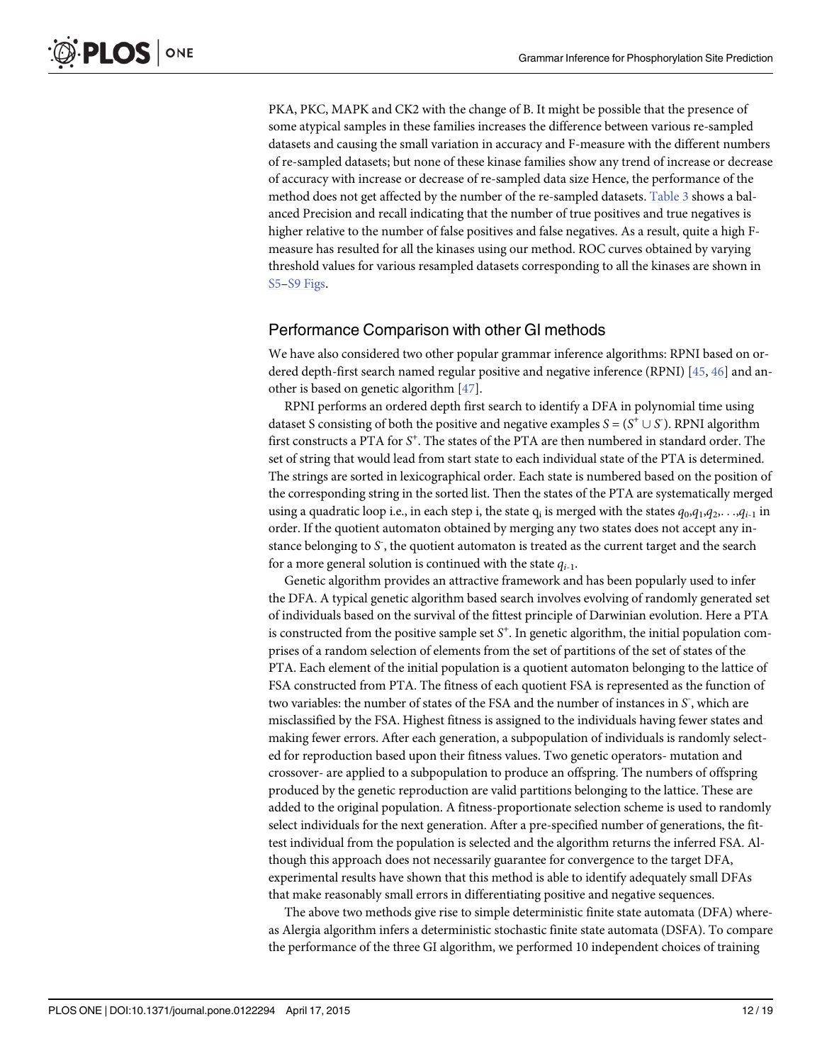PKA, PKC, MAPK and CK2 with the change of B. It might be possible that the presence of some atypical samples in these families increases the difference between various re-sampled datasets and causing the small variation in accuracy and F-measure with the different numbers of re-sampled datasets; but none of these kinase families show any trend of increase or decrease of accuracy with increase or decrease of re-sampled data size Hence, the performance of the method does not get affected by the number of the re-sampled datasets. Table 3 shows a balanced Precision and recall indicating that the number of true positives and true negatives is higher relative to the number of false positives and false negatives. As a result, quite a high F-measure has resulted for all the kinases using our method. ROC curves obtained by varying threshold values for various resampled datasets corresponding to all the kinases are shown in S5–S9 Figs.

## Performance Comparison with other GI methods

We have also considered two other popular grammar inference algorithms: RPNI based on ordered depth-first search named regular positive and negative inference (RPNI) [45, 46] and another is based on genetic algorithm [47].

RPNI performs an ordered depth first search to identify a DFA in polynomial time using dataset S consisting of both the positive and negative examples $S = (S^{+} \cup S^{-})$. RPNI algorithm first constructs a PTA for $S^{+}$. The states of the PTA are then numbered in standard order. The set of string that would lead from start state to each individual state of the PTA is determined. The strings are sorted in lexicographical order. Each state is numbered based on the position of the corresponding string in the sorted list. Then the states of the PTA are systematically merged using a quadratic loop i.e., in each step i, the state $q_i$ is merged with the states $q_0, q_1, q_2, \ldots, q_{i-1}$ in order. If the quotient automaton obtained by merging any two states does not accept any instance belonging to $S^{-}$, the quotient automaton is treated as the current target and the search for a more general solution is continued with the state $q_{i-1}$.

Genetic algorithm provides an attractive framework and has been popularly used to infer the DFA. A typical genetic algorithm based search involves evolving of randomly generated set of individuals based on the survival of the fittest principle of Darwinian evolution. Here a PTA is constructed from the positive sample set $S^{+}$. In genetic algorithm, the initial population comprises of a random selection of elements from the set of partitions of the set of states of the PTA. Each element of the initial population is a quotient automaton belonging to the lattice of FSA constructed from PTA. The fitness of each quotient FSA is represented as the function of two variables: the number of states of the FSA and the number of instances in $S^{-}$, which are misclassified by the FSA. Highest fitness is assigned to the individuals having fewer states and making fewer errors. After each generation, a subpopulation of individuals is randomly selected for reproduction based upon their fitness values. Two genetic operators- mutation and crossover- are applied to a subpopulation to produce an offspring. The numbers of offspring produced by the genetic reproduction are valid partitions belonging to the lattice. These are added to the original population. A fitness-proportionate selection scheme is used to randomly select individuals for the next generation. After a pre-specified number of generations, the fittest individual from the population is selected and the algorithm returns the inferred FSA. Although this approach does not necessarily guarantee for convergence to the target DFA, experimental results have shown that this method is able to identify adequately small DFAs that make reasonably small errors in differentiating positive and negative sequences.

The above two methods give rise to simple deterministic finite state automata (DFA) whereas Alergia algorithm infers a deterministic stochastic finite state automata (DSFA). To compare the performance of the three GI algorithm, we performed 10 independent choices of training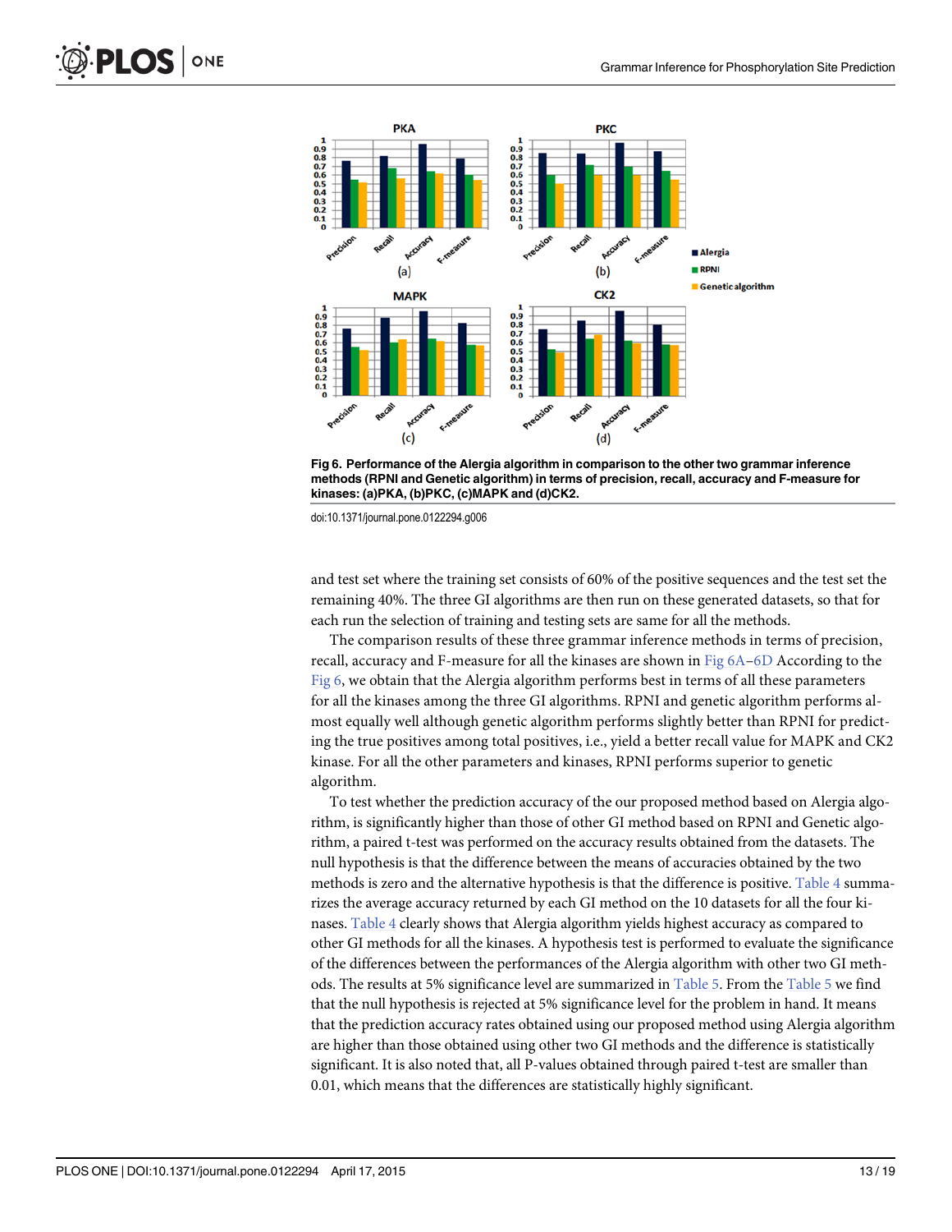Fig 6. Performance of the Alergia algorithm in comparison to the other two grammar inference methods (RPNI and Genetic algorithm) in terms of precision, recall, accuracy and F-measure for kinases: (a)PKA, (b)PKC, (c)MAPK and (d)CK2.

doi:10.1371/journal.pone.0122294.g006

and test set where the training set consists of 60% of the positive sequences and the test set the remaining 40%. The three GI algorithms are then run on these generated datasets, so that for each run the selection of training and testing sets are same for all the methods.

The comparison results of these three grammar inference methods in terms of precision, recall, accuracy and F-measure for all the kinases are shown in Fig 6A–6D According to the Fig 6, we obtain that the Alergia algorithm performs best in terms of all these parameters for all the kinases among the three GI algorithms. RPNI and genetic algorithm performs almost equally well although genetic algorithm performs slightly better than RPNI for predicting the true positives among total positives, i.e., yield a better recall value for MAPK and CK2 kinase. For all the other parameters and kinases, RPNI performs superior to genetic algorithm.

To test whether the prediction accuracy of the our proposed method based on Alergia algorithm, is significantly higher than those of other GI method based on RPNI and Genetic algorithm, a paired t-test was performed on the accuracy results obtained from the datasets. The null hypothesis is that the difference between the means of accuracies obtained by the two methods is zero and the alternative hypothesis is that the difference is positive. Table 4 summarizes the average accuracy returned by each GI method on the 10 datasets for all the four kinases. Table 4 clearly shows that Alergia algorithm yields highest accuracy as compared to other GI methods for all the kinases. A hypothesis test is performed to evaluate the significance of the differences between the performances of the Alergia algorithm with other two GI methods. The results at 5% significance level are summarized in Table 5. From the Table 5 we find that the null hypothesis is rejected at 5% significance level for the problem in hand. It means that the prediction accuracy rates obtained using our proposed method using Alergia algorithm are higher than those obtained using other two GI methods and the difference is statistically significant. It is also noted that, all P-values obtained through paired t-test are smaller than 0.01, which means that the differences are statistically highly significant.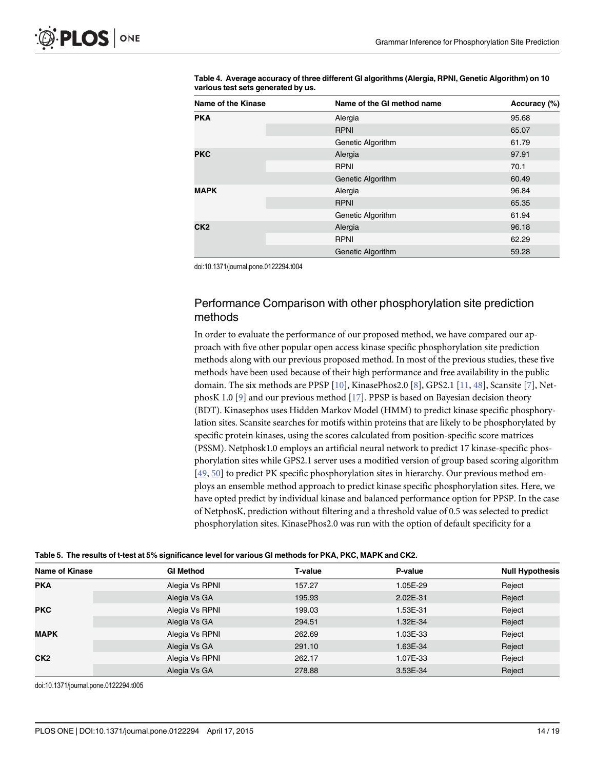**Table 4. Average accuracy of three different GI algorithms (Alergia, RPNI, Genetic Algorithm) on 10 various test sets generated by us.**

| Name of the Kinase | Name of the GI method name | Accuracy (%) |
|---|---|---|
| **PKA** | Alergia | 95.68 |
| | RPNI | 65.07 |
| | Genetic Algorithm | 61.79 |
| **PKC** | Alergia | 97.91 |
| | RPNI | 70.1 |
| | Genetic Algorithm | 60.49 |
| **MAPK** | Alergia | 96.84 |
| | RPNI | 65.35 |
| | Genetic Algorithm | 61.94 |
| **CK2** | Alergia | 96.18 |
| | RPNI | 62.29 |
| | Genetic Algorithm | 59.28 |

doi:10.1371/journal.pone.0122294.t004

## Performance Comparison with other phosphorylation site prediction methods

In order to evaluate the performance of our proposed method, we have compared our approach with five other popular open access kinase specific phosphorylation site prediction methods along with our previous proposed method. In most of the previous studies, these five methods have been used because of their high performance and free availability in the public domain. The six methods are PPSP [10], KinasePhos2.0 [8], GPS2.1 [11, 48], Scansite [7], NetphosK 1.0 [9] and our previous method [17]. PPSP is based on Bayesian decision theory (BDT). Kinasephos uses Hidden Markov Model (HMM) to predict kinase specific phosphorylation sites. Scansite searches for motifs within proteins that are likely to be phosphorylated by specific protein kinases, using the scores calculated from position-specific score matrices (PSSM). Netphosk1.0 employs an artificial neural network to predict 17 kinase-specific phosphorylation sites while GPS2.1 server uses a modified version of group based scoring algorithm [49, 50] to predict PK specific phosphorylation sites in hierarchy. Our previous method employs an ensemble method approach to predict kinase specific phosphorylation sites. Here, we have opted predict by individual kinase and balanced performance option for PPSP. In the case of NetphosK, prediction without filtering and a threshold value of 0.5 was selected to predict phosphorylation sites. KinasePhos2.0 was run with the option of default specificity for a

**Table 5. The results of t-test at 5% significance level for various GI methods for PKA, PKC, MAPK and CK2.**

| Name of Kinase | GI Method | T-value | P-value | Null Hypothesis |
|---|---|---|---|---|
| **PKA** | Alegia Vs RPNI | 157.27 | 1.05E-29 | Reject |
| | Alegia Vs GA | 195.93 | 2.02E-31 | Reject |
| **PKC** | Alegia Vs RPNI | 199.03 | 1.53E-31 | Reject |
| | Alegia Vs GA | 294.51 | 1.32E-34 | Reject |
| **MAPK** | Alegia Vs RPNI | 262.69 | 1.03E-33 | Reject |
| | Alegia Vs GA | 291.10 | 1.63E-34 | Reject |
| **CK2** | Alegia Vs RPNI | 262.17 | 1.07E-33 | Reject |
| | Alegia Vs GA | 278.88 | 3.53E-34 | Reject |

doi:10.1371/journal.pone.0122294.t005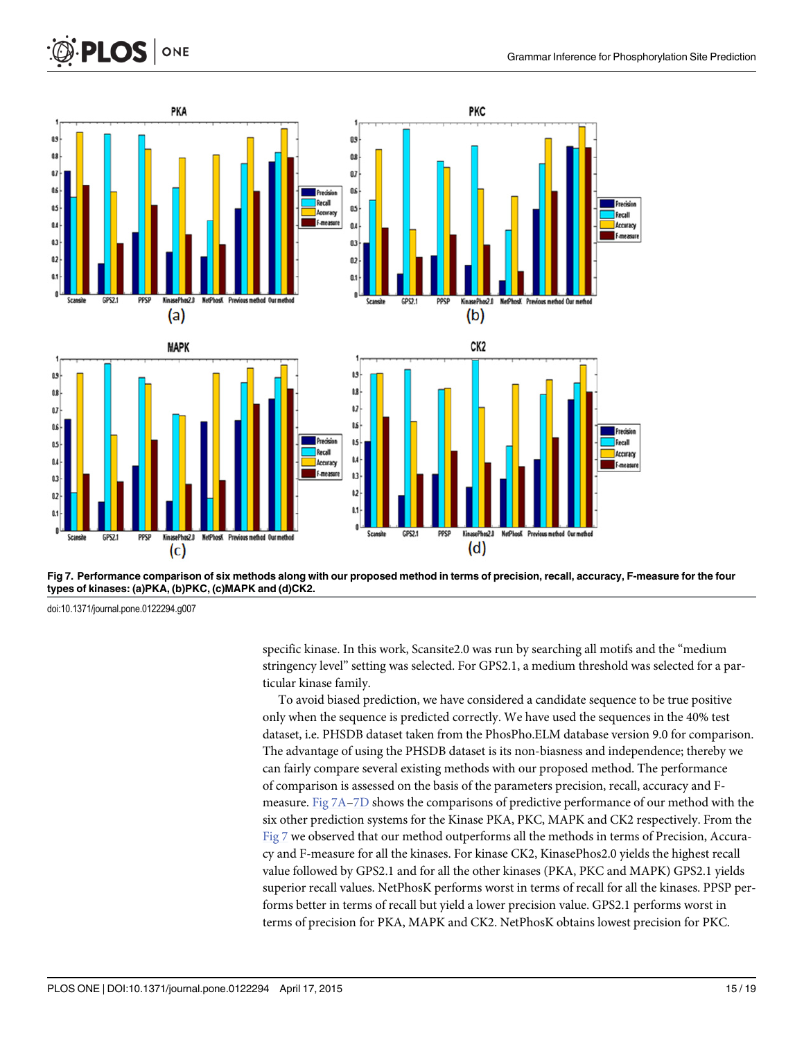Fig 7. Performance comparison of six methods along with our proposed method in terms of precision, recall, accuracy, F-measure for the four types of kinases: (a)PKA, (b)PKC, (c)MAPK and (d)CK2.

doi:10.1371/journal.pone.0122294.g007

specific kinase. In this work, Scansite2.0 was run by searching all motifs and the "medium stringency level" setting was selected. For GPS2.1, a medium threshold was selected for a particular kinase family.

To avoid biased prediction, we have considered a candidate sequence to be true positive only when the sequence is predicted correctly. We have used the sequences in the 40% test dataset, i.e. PHSDB dataset taken from the PhosPho.ELM database version 9.0 for comparison. The advantage of using the PHSDB dataset is its non-biasness and independence; thereby we can fairly compare several existing methods with our proposed method. The performance of comparison is assessed on the basis of the parameters precision, recall, accuracy and F-measure. Fig 7A–7D shows the comparisons of predictive performance of our method with the six other prediction systems for the Kinase PKA, PKC, MAPK and CK2 respectively. From the Fig 7 we observed that our method outperforms all the methods in terms of Precision, Accuracy and F-measure for all the kinases. For kinase CK2, KinasePhos2.0 yields the highest recall value followed by GPS2.1 and for all the other kinases (PKA, PKC and MAPK) GPS2.1 yields superior recall values. NetPhosK performs worst in terms of recall for all the kinases. PPSP performs better in terms of recall but yield a lower precision value. GPS2.1 performs worst in terms of precision for PKA, MAPK and CK2. NetPhosK obtains lowest precision for PKC.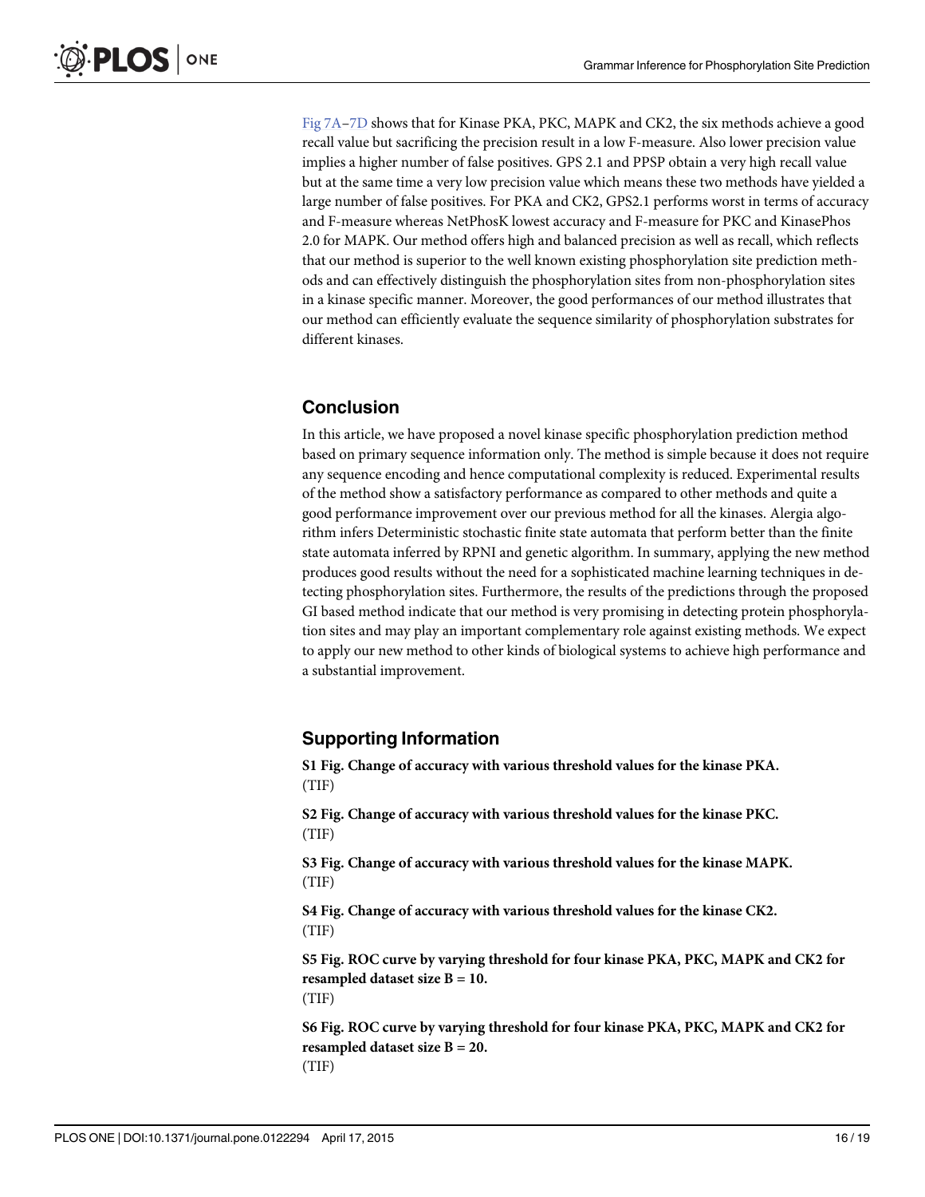Fig 7A–7D shows that for Kinase PKA, PKC, MAPK and CK2, the six methods achieve a good recall value but sacrificing the precision result in a low F-measure. Also lower precision value implies a higher number of false positives. GPS 2.1 and PPSP obtain a very high recall value but at the same time a very low precision value which means these two methods have yielded a large number of false positives. For PKA and CK2, GPS2.1 performs worst in terms of accuracy and F-measure whereas NetPhosK lowest accuracy and F-measure for PKC and KinasePhos 2.0 for MAPK. Our method offers high and balanced precision as well as recall, which reflects that our method is superior to the well known existing phosphorylation site prediction methods and can effectively distinguish the phosphorylation sites from non-phosphorylation sites in a kinase specific manner. Moreover, the good performances of our method illustrates that our method can efficiently evaluate the sequence similarity of phosphorylation substrates for different kinases.

## Conclusion

In this article, we have proposed a novel kinase specific phosphorylation prediction method based on primary sequence information only. The method is simple because it does not require any sequence encoding and hence computational complexity is reduced. Experimental results of the method show a satisfactory performance as compared to other methods and quite a good performance improvement over our previous method for all the kinases. Alergia algorithm infers Deterministic stochastic finite state automata that perform better than the finite state automata inferred by RPNI and genetic algorithm. In summary, applying the new method produces good results without the need for a sophisticated machine learning techniques in detecting phosphorylation sites. Furthermore, the results of the predictions through the proposed GI based method indicate that our method is very promising in detecting protein phosphorylation sites and may play an important complementary role against existing methods. We expect to apply our new method to other kinds of biological systems to achieve high performance and a substantial improvement.

## Supporting Information

**S1 Fig. Change of accuracy with various threshold values for the kinase PKA.**
(TIF)

**S2 Fig. Change of accuracy with various threshold values for the kinase PKC.**
(TIF)

**S3 Fig. Change of accuracy with various threshold values for the kinase MAPK.**
(TIF)

**S4 Fig. Change of accuracy with various threshold values for the kinase CK2.**
(TIF)

**S5 Fig. ROC curve by varying threshold for four kinase PKA, PKC, MAPK and CK2 for resampled dataset size B = 10.**
(TIF)

**S6 Fig. ROC curve by varying threshold for four kinase PKA, PKC, MAPK and CK2 for resampled dataset size B = 20.**
(TIF)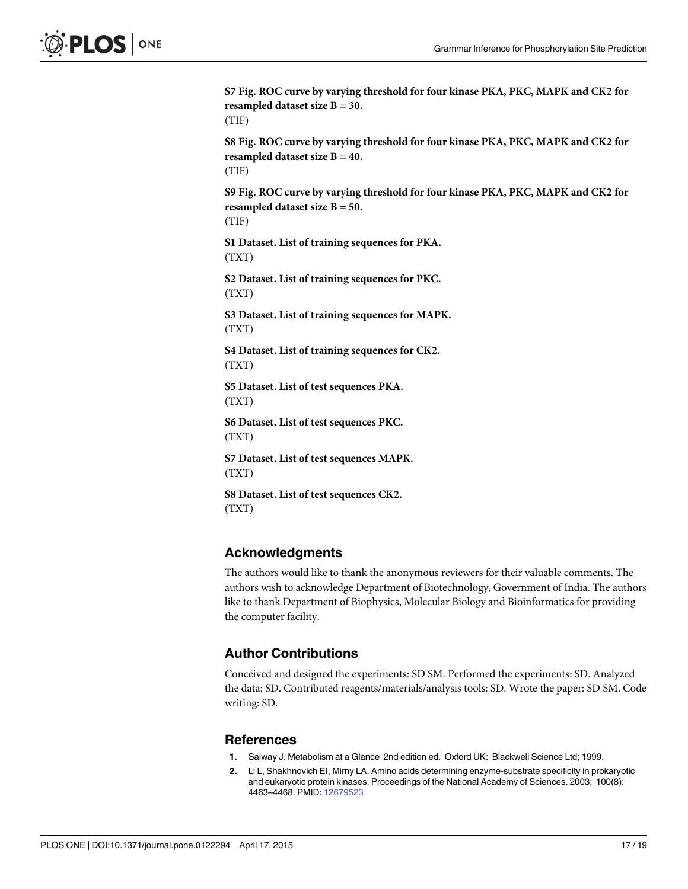**S7 Fig. ROC curve by varying threshold for four kinase PKA, PKC, MAPK and CK2 for resampled dataset size B = 30.**
(TIF)

**S8 Fig. ROC curve by varying threshold for four kinase PKA, PKC, MAPK and CK2 for resampled dataset size B = 40.**
(TIF)

**S9 Fig. ROC curve by varying threshold for four kinase PKA, PKC, MAPK and CK2 for resampled dataset size B = 50.**
(TIF)

**S1 Dataset. List of training sequences for PKA.**
(TXT)

**S2 Dataset. List of training sequences for PKC.**
(TXT)

**S3 Dataset. List of training sequences for MAPK.**
(TXT)

**S4 Dataset. List of training sequences for CK2.**
(TXT)

**S5 Dataset. List of test sequences PKA.**
(TXT)

**S6 Dataset. List of test sequences PKC.**
(TXT)

**S7 Dataset. List of test sequences MAPK.**
(TXT)

**S8 Dataset. List of test sequences CK2.**
(TXT)

## Acknowledgments

The authors would like to thank the anonymous reviewers for their valuable comments. The authors wish to acknowledge Department of Biotechnology, Government of India. The authors like to thank Department of Biophysics, Molecular Biology and Bioinformatics for providing the computer facility.

## Author Contributions

Conceived and designed the experiments: SD SM. Performed the experiments: SD. Analyzed the data: SD. Contributed reagents/materials/analysis tools: SD. Wrote the paper: SD SM. Code writing: SD.

## References

1. Salway J. Metabolism at a Glance 2nd edition ed. Oxford UK: Blackwell Science Ltd; 1999.
2. Li L, Shakhnovich EI, Mirny LA. Amino acids determining enzyme-substrate specificity in prokaryotic and eukaryotic protein kinases. Proceedings of the National Academy of Sciences. 2003; 100(8): 4463–4468. PMID: 12679523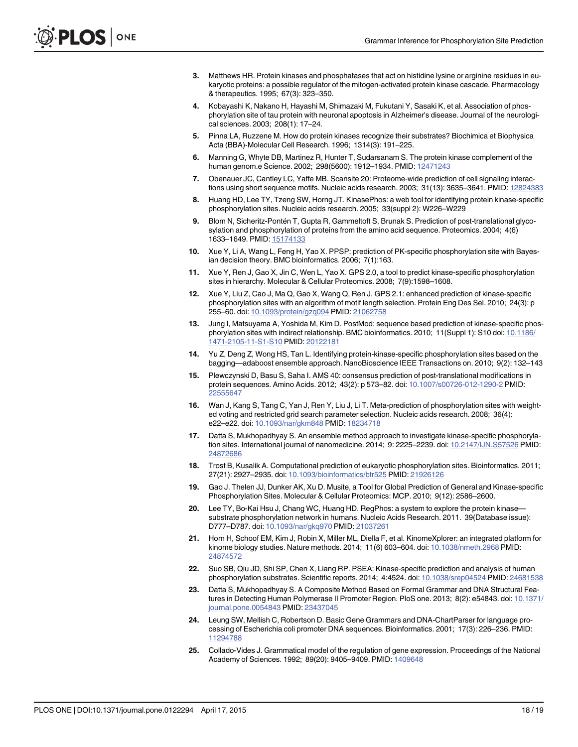3. Matthews HR. Protein kinases and phosphatases that act on histidine lysine or arginine residues in eukaryotic proteins: a possible regulator of the mitogen-activated protein kinase cascade. Pharmacology & therapeutics. 1995; 67(3): 323–350.
4. Kobayashi K, Nakano H, Hayashi M, Shimazaki M, Fukutani Y, Sasaki K, et al. Association of phosphorylation site of tau protein with neuronal apoptosis in Alzheimer's disease. Journal of the neurological sciences. 2003; 208(1): 17–24.
5. Pinna LA, Ruzzene M. How do protein kinases recognize their substrates? Biochimica et Biophysica Acta (BBA)-Molecular Cell Research. 1996; 1314(3): 191–225.
6. Manning G, Whyte DB, Martinez R, Hunter T, Sudarsanam S. The protein kinase complement of the human genom.e Science. 2002; 298(5600): 1912–1934. PMID: 12471243
7. Obenauer JC, Cantley LC, Yaffe MB. Scansite 20: Proteome-wide prediction of cell signaling interactions using short sequence motifs. Nucleic acids research. 2003; 31(13): 3635–3641. PMID: 12824383
8. Huang HD, Lee TY, Tzeng SW, Horng JT. KinasePhos: a web tool for identifying protein kinase-specific phosphorylation sites. Nucleic acids research. 2005; 33(suppl 2): W226–W229
9. Blom N, Sicheritz-Pontén T, Gupta R, Gammeltoft S, Brunak S. Prediction of post-translational glycosylation and phosphorylation of proteins from the amino acid sequence. Proteomics. 2004; 4(6) 1633–1649. PMID: 15174133
10. Xue Y, Li A, Wang L, Feng H, Yao X. PPSP: prediction of PK-specific phosphorylation site with Bayesian decision theory. BMC bioinformatics. 2006; 7(1):163.
11. Xue Y, Ren J, Gao X, Jin C, Wen L, Yao X. GPS 2.0, a tool to predict kinase-specific phosphorylation sites in hierarchy. Molecular & Cellular Proteomics. 2008; 7(9):1598–1608.
12. Xue Y, Liu Z, Cao J, Ma Q, Gao X, Wang Q, Ren J. GPS 2.1: enhanced prediction of kinase-specific phosphorylation sites with an algorithm of motif length selection. Protein Eng Des Sel. 2010; 24(3): p 255–60. doi: 10.1093/protein/gzq094 PMID: 21062758
13. Jung I, Matsuyama A, Yoshida M, Kim D. PostMod: sequence based prediction of kinase-specific phosphorylation sites with indirect relationship. BMC bioinformatics. 2010; 11(Suppl 1): S10 doi: 10.1186/1471-2105-11-S1-S10 PMID: 20122181
14. Yu Z, Deng Z, Wong HS, Tan L. Identifying protein-kinase-specific phosphorylation sites based on the bagging—adaboost ensemble approach. NanoBioscience IEEE Transactions on. 2010; 9(2): 132–143
15. Plewczynski D, Basu S, Saha I. AMS 40: consensus prediction of post-translational modifications in protein sequences. Amino Acids. 2012; 43(2): p 573–82. doi: 10.1007/s00726-012-1290-2 PMID: 22555647
16. Wan J, Kang S, Tang C, Yan J, Ren Y, Liu J, Li T. Meta-prediction of phosphorylation sites with weighted voting and restricted grid search parameter selection. Nucleic acids research. 2008; 36(4): e22–e22. doi: 10.1093/nar/gkm848 PMID: 18234718
17. Datta S, Mukhopadhyay S. An ensemble method approach to investigate kinase-specific phosphorylation sites. International journal of nanomedicine. 2014; 9: 2225–2239. doi: 10.2147/IJN.S57526 PMID: 24872686
18. Trost B, Kusalik A. Computational prediction of eukaryotic phosphorylation sites. Bioinformatics. 2011; 27(21): 2927–2935. doi: 10.1093/bioinformatics/btr525 PMID: 21926126
19. Gao J. Thelen JJ, Dunker AK, Xu D. Musite, a Tool for Global Prediction of General and Kinase-specific Phosphorylation Sites. Molecular & Cellular Proteomics: MCP. 2010; 9(12): 2586–2600.
20. Lee TY, Bo-Kai Hsu J, Chang WC, Huang HD. RegPhos: a system to explore the protein kinase—substrate phosphorylation network in humans. Nucleic Acids Research. 2011. 39(Database issue): D777–D787. doi: 10.1093/nar/gkq970 PMID: 21037261
21. Horn H, Schoof EM, Kim J, Robin X, Miller ML, Diella F, et al. KinomeXplorer: an integrated platform for kinome biology studies. Nature methods. 2014; 11(6) 603–604. doi: 10.1038/nmeth.2968 PMID: 24874572
22. Suo SB, Qiu JD, Shi SP, Chen X, Liang RP. PSEA: Kinase-specific prediction and analysis of human phosphorylation substrates. Scientific reports. 2014; 4:4524. doi: 10.1038/srep04524 PMID: 24681538
23. Datta S, Mukhopadhyay S. A Composite Method Based on Formal Grammar and DNA Structural Features in Detecting Human Polymerase II Promoter Region. PloS one. 2013; 8(2): e54843. doi: 10.1371/journal.pone.0054843 PMID: 23437045
24. Leung SW, Mellish C, Robertson D. Basic Gene Grammars and DNA-ChartParser for language processing of Escherichia coli promoter DNA sequences. Bioinformatics. 2001; 17(3): 226–236. PMID: 11294788
25. Collado-Vides J. Grammatical model of the regulation of gene expression. Proceedings of the National Academy of Sciences. 1992; 89(20): 9405–9409. PMID: 1409648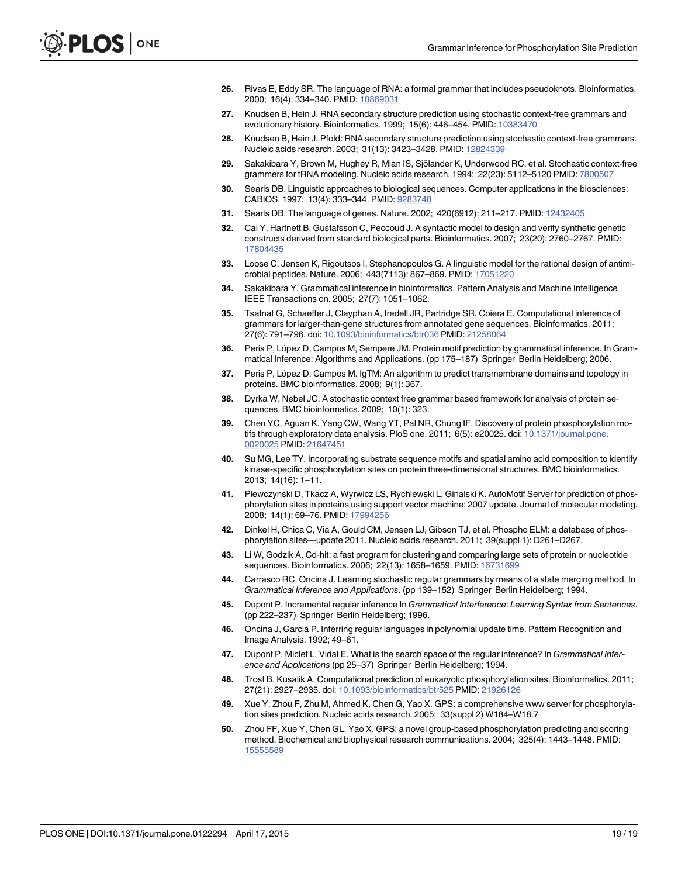26. Rivas E, Eddy SR. The language of RNA: a formal grammar that includes pseudoknots. Bioinformatics. 2000; 16(4): 334–340. PMID: 10869031
27. Knudsen B, Hein J. RNA secondary structure prediction using stochastic context-free grammars and evolutionary history. Bioinformatics. 1999; 15(6): 446–454. PMID: 10383470
28. Knudsen B, Hein J. Pfold: RNA secondary structure prediction using stochastic context-free grammars. Nucleic acids research. 2003; 31(13): 3423–3428. PMID: 12824339
29. Sakakibara Y, Brown M, Hughey R, Mian IS, Sjölander K, Underwood RC, et al. Stochastic context-free grammers for tRNA modeling. Nucleic acids research. 1994; 22(23): 5112–5120 PMID: 7800507
30. Searls DB. Linguistic approaches to biological sequences. Computer applications in the biosciences: CABIOS. 1997; 13(4): 333–344. PMID: 9283748
31. Searls DB. The language of genes. Nature. 2002; 420(6912): 211–217. PMID: 12432405
32. Cai Y, Hartnett B, Gustafsson C, Peccoud J. A syntactic model to design and verify synthetic genetic constructs derived from standard biological parts. Bioinformatics. 2007; 23(20): 2760–2767. PMID: 17804435
33. Loose C, Jensen K, Rigoutsos I, Stephanopoulos G. A linguistic model for the rational design of antimicrobial peptides. Nature. 2006; 443(7113): 867–869. PMID: 17051220
34. Sakakibara Y. Grammatical inference in bioinformatics. Pattern Analysis and Machine Intelligence IEEE Transactions on. 2005; 27(7): 1051–1062.
35. Tsafnat G, Schaeffer J, Clayphan A, Iredell JR, Partridge SR, Coiera E. Computational inference of grammars for larger-than-gene structures from annotated gene sequences. Bioinformatics. 2011; 27(6): 791–796. doi: 10.1093/bioinformatics/btr036 PMID: 21258064
36. Peris P, López D, Campos M, Sempere JM. Protein motif prediction by grammatical inference. In Grammatical Inference: Algorithms and Applications. (pp 175–187) Springer Berlin Heidelberg; 2006.
37. Peris P, López D, Campos M. IgTM: An algorithm to predict transmembrane domains and topology in proteins. BMC bioinformatics. 2008; 9(1): 367.
38. Dyrka W, Nebel JC. A stochastic context free grammar based framework for analysis of protein sequences. BMC bioinformatics. 2009; 10(1): 323.
39. Chen YC, Aguan K, Yang CW, Wang YT, Pal NR, Chung IF. Discovery of protein phosphorylation motifs through exploratory data analysis. PloS one. 2011; 6(5): e20025. doi: 10.1371/journal.pone.0020025 PMID: 21647451
40. Su MG, Lee TY. Incorporating substrate sequence motifs and spatial amino acid composition to identify kinase-specific phosphorylation sites on protein three-dimensional structures. BMC bioinformatics. 2013; 14(16): 1–11.
41. Plewczynski D, Tkacz A, Wyrwicz LS, Rychlewski L, Ginalski K. AutoMotif Server for prediction of phosphorylation sites in proteins using support vector machine: 2007 update. Journal of molecular modeling. 2008; 14(1): 69–76. PMID: 17994256
42. Dinkel H, Chica C, Via A, Gould CM, Jensen LJ, Gibson TJ, et al. Phospho ELM: a database of phosphorylation sites—update 2011. Nucleic acids research. 2011; 39(suppl 1): D261–D267.
43. Li W, Godzik A. Cd-hit: a fast program for clustering and comparing large sets of protein or nucleotide sequences. Bioinformatics. 2006; 22(13): 1658–1659. PMID: 16731699
44. Carrasco RC, Oncina J. Learning stochastic regular grammars by means of a state merging method. In *Grammatical Inference and Applications*. (pp 139–152) Springer Berlin Heidelberg; 1994.
45. Dupont P. Incremental regular inference In *Grammatical Interference*: *Learning Syntax from Sentences*. (pp 222–237) Springer Berlin Heidelberg; 1996.
46. Oncina J, Garcia P. Inferring regular languages in polynomial update time. Pattern Recognition and Image Analysis. 1992; 49–61.
47. Dupont P, Miclet L, Vidal E. What is the search space of the regular inference? In *Grammatical Inference and Applications* (pp 25–37) Springer Berlin Heidelberg; 1994.
48. Trost B, Kusalik A. Computational prediction of eukaryotic phosphorylation sites. Bioinformatics. 2011; 27(21): 2927–2935. doi: 10.1093/bioinformatics/btr525 PMID: 21926126
49. Xue Y, Zhou F, Zhu M, Ahmed K, Chen G, Yao X. GPS: a comprehensive www server for phosphorylation sites prediction. Nucleic acids research. 2005; 33(suppl 2) W184–W18.7
50. Zhou FF, Xue Y, Chen GL, Yao X. GPS: a novel group-based phosphorylation predicting and scoring method. Biochemical and biophysical research communications. 2004; 325(4): 1443–1448. PMID: 15555589